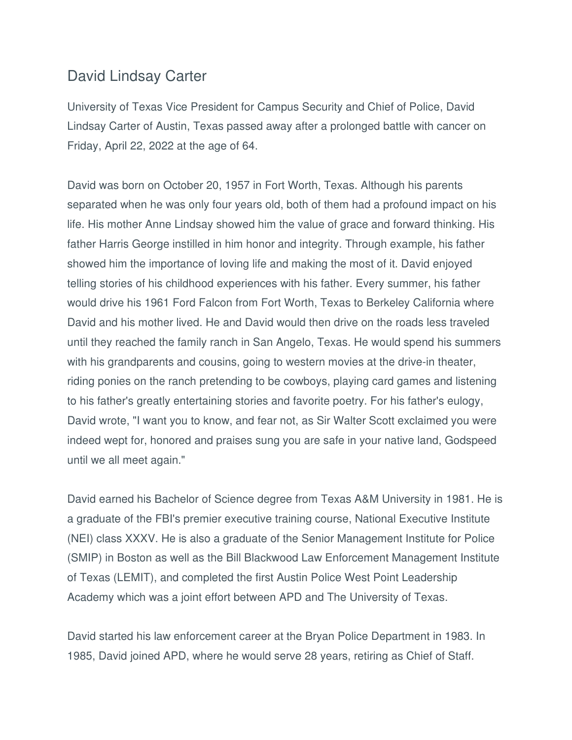# David Lindsay Carter

University of Texas Vice President for Campus Security and Chief of Police, David Lindsay Carter of Austin, Texas passed away after a prolonged battle with cancer on Friday, April 22, 2022 at the age of 64.

David was born on October 20, 1957 in Fort Worth, Texas. Although his parents separated when he was only four years old, both of them had a profound impact on his life. His mother Anne Lindsay showed him the value of grace and forward thinking. His father Harris George instilled in him honor and integrity. Through example, his father showed him the importance of loving life and making the most of it. David enjoyed telling stories of his childhood experiences with his father. Every summer, his father would drive his 1961 Ford Falcon from Fort Worth, Texas to Berkeley California where David and his mother lived. He and David would then drive on the roads less traveled until they reached the family ranch in San Angelo, Texas. He would spend his summers with his grandparents and cousins, going to western movies at the drive-in theater, riding ponies on the ranch pretending to be cowboys, playing card games and listening to his father's greatly entertaining stories and favorite poetry. For his father's eulogy, David wrote, "I want you to know, and fear not, as Sir Walter Scott exclaimed you were indeed wept for, honored and praises sung you are safe in your native land, Godspeed until we all meet again."

David earned his Bachelor of Science degree from Texas A&M University in 1981. He is a graduate of the FBI's premier executive training course, National Executive Institute (NEI) class XXXV. He is also a graduate of the Senior Management Institute for Police (SMIP) in Boston as well as the Bill Blackwood Law Enforcement Management Institute of Texas (LEMIT), and completed the first Austin Police West Point Leadership Academy which was a joint effort between APD and The University of Texas.

David started his law enforcement career at the Bryan Police Department in 1983. In 1985, David joined APD, where he would serve 28 years, retiring as Chief of Staff.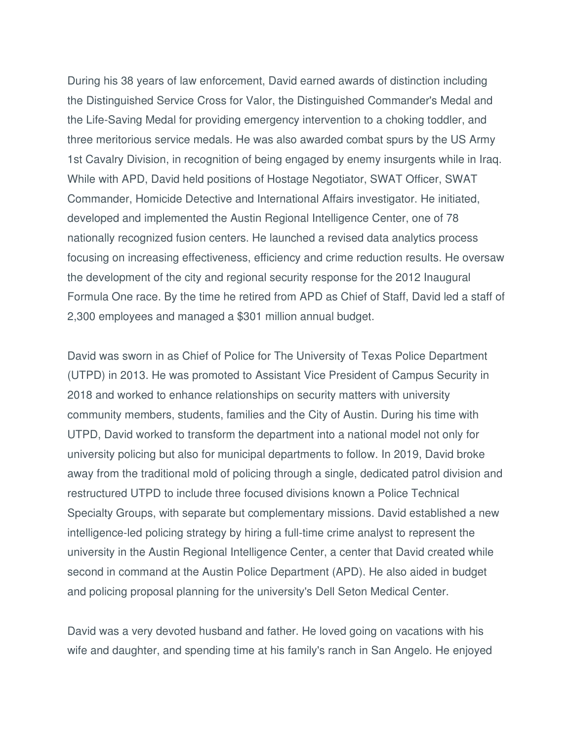During his 38 years of law enforcement, David earned awards of distinction including the Distinguished Service Cross for Valor, the Distinguished Commander's Medal and the Life-Saving Medal for providing emergency intervention to a choking toddler, and three meritorious service medals. He was also awarded combat spurs by the US Army 1st Cavalry Division, in recognition of being engaged by enemy insurgents while in Iraq. While with APD, David held positions of Hostage Negotiator, SWAT Officer, SWAT Commander, Homicide Detective and International Affairs investigator. He initiated, developed and implemented the Austin Regional Intelligence Center, one of 78 nationally recognized fusion centers. He launched a revised data analytics process focusing on increasing effectiveness, efficiency and crime reduction results. He oversaw the development of the city and regional security response for the 2012 Inaugural Formula One race. By the time he retired from APD as Chief of Staff, David led a staff of 2,300 employees and managed a $301 million annual budget.

David was sworn in as Chief of Police for The University of Texas Police Department (UTPD) in 2013. He was promoted to Assistant Vice President of Campus Security in 2018 and worked to enhance relationships on security matters with university community members, students, families and the City of Austin. During his time with UTPD, David worked to transform the department into a national model not only for university policing but also for municipal departments to follow. In 2019, David broke away from the traditional mold of policing through a single, dedicated patrol division and restructured UTPD to include three focused divisions known a Police Technical Specialty Groups, with separate but complementary missions. David established a new intelligence-led policing strategy by hiring a full-time crime analyst to represent the university in the Austin Regional Intelligence Center, a center that David created while second in command at the Austin Police Department (APD). He also aided in budget and policing proposal planning for the university's Dell Seton Medical Center.

David was a very devoted husband and father. He loved going on vacations with his wife and daughter, and spending time at his family's ranch in San Angelo. He enjoyed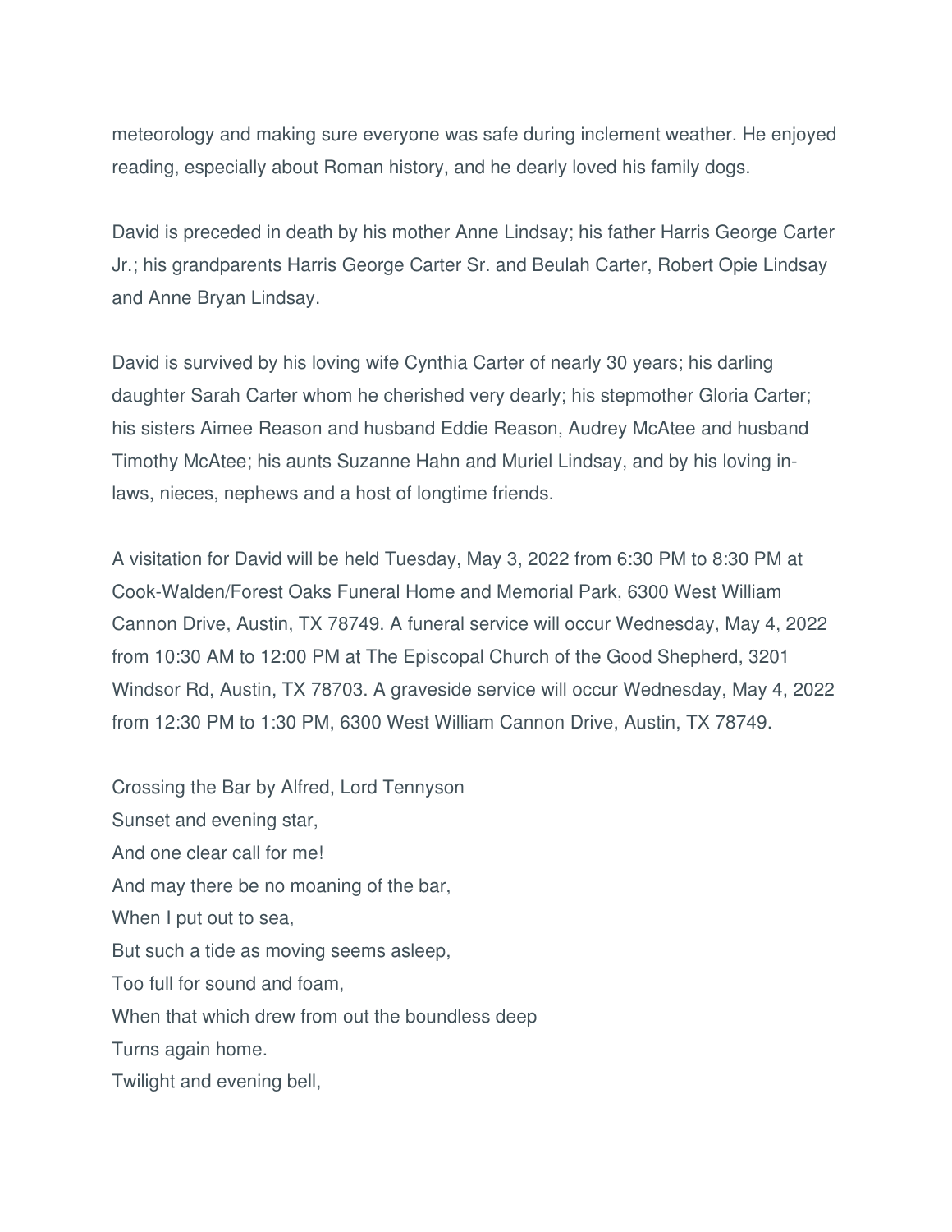meteorology and making sure everyone was safe during inclement weather. He enjoyed reading, especially about Roman history, and he dearly loved his family dogs.

David is preceded in death by his mother Anne Lindsay; his father Harris George Carter Jr.; his grandparents Harris George Carter Sr. and Beulah Carter, Robert Opie Lindsay and Anne Bryan Lindsay.

David is survived by his loving wife Cynthia Carter of nearly 30 years; his darling daughter Sarah Carter whom he cherished very dearly; his stepmother Gloria Carter; his sisters Aimee Reason and husband Eddie Reason, Audrey McAtee and husband Timothy McAtee; his aunts Suzanne Hahn and Muriel Lindsay, and by his loving in-laws, nieces, nephews and a host of longtime friends.

A visitation for David will be held Tuesday, May 3, 2022 from 6:30 PM to 8:30 PM at Cook-Walden/Forest Oaks Funeral Home and Memorial Park, 6300 West William Cannon Drive, Austin, TX 78749. A funeral service will occur Wednesday, May 4, 2022 from 10:30 AM to 12:00 PM at The Episcopal Church of the Good Shepherd, 3201 Windsor Rd, Austin, TX 78703. A graveside service will occur Wednesday, May 4, 2022 from 12:30 PM to 1:30 PM, 6300 West William Cannon Drive, Austin, TX 78749.

Crossing the Bar by Alfred, Lord Tennyson  
Sunset and evening star,  
And one clear call for me!  
And may there be no moaning of the bar,  
When I put out to sea,  
But such a tide as moving seems asleep,  
Too full for sound and foam,  
When that which drew from out the boundless deep  
Turns again home.  
Twilight and evening bell,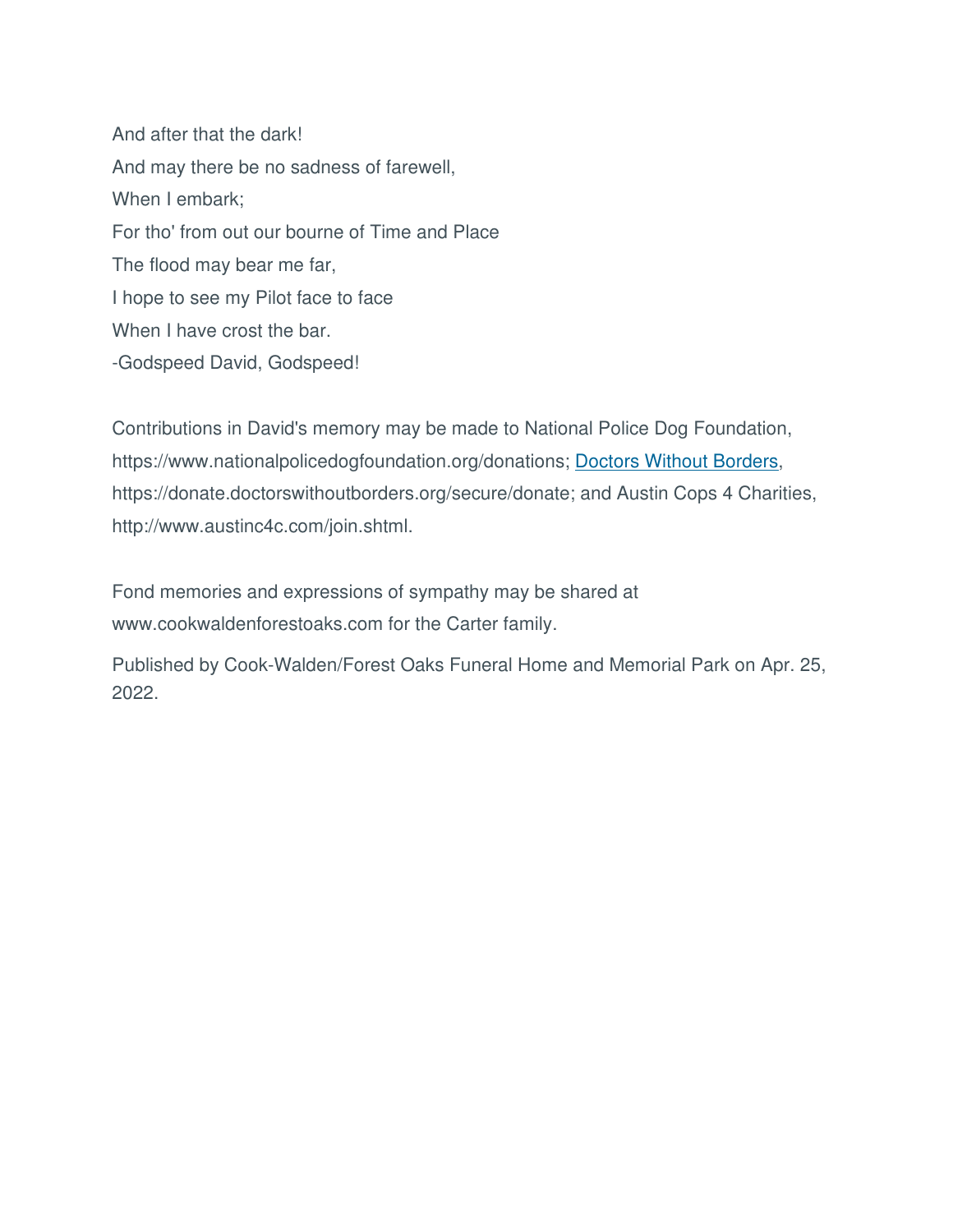And after that the dark!
And may there be no sadness of farewell,
When I embark;
For tho' from out our bourne of Time and Place
The flood may bear me far,
I hope to see my Pilot face to face
When I have crost the bar.
-Godspeed David, Godspeed!

Contributions in David's memory may be made to National Police Dog Foundation, https://www.nationalpolicedogfoundation.org/donations; [Doctors Without Borders](https://donate.doctorswithoutborders.org/secure/donate), https://donate.doctorswithoutborders.org/secure/donate; and Austin Cops 4 Charities, http://www.austinc4c.com/join.shtml.

Fond memories and expressions of sympathy may be shared at www.cookwaldenforestoaks.com for the Carter family.

Published by Cook-Walden/Forest Oaks Funeral Home and Memorial Park on Apr. 25, 2022.